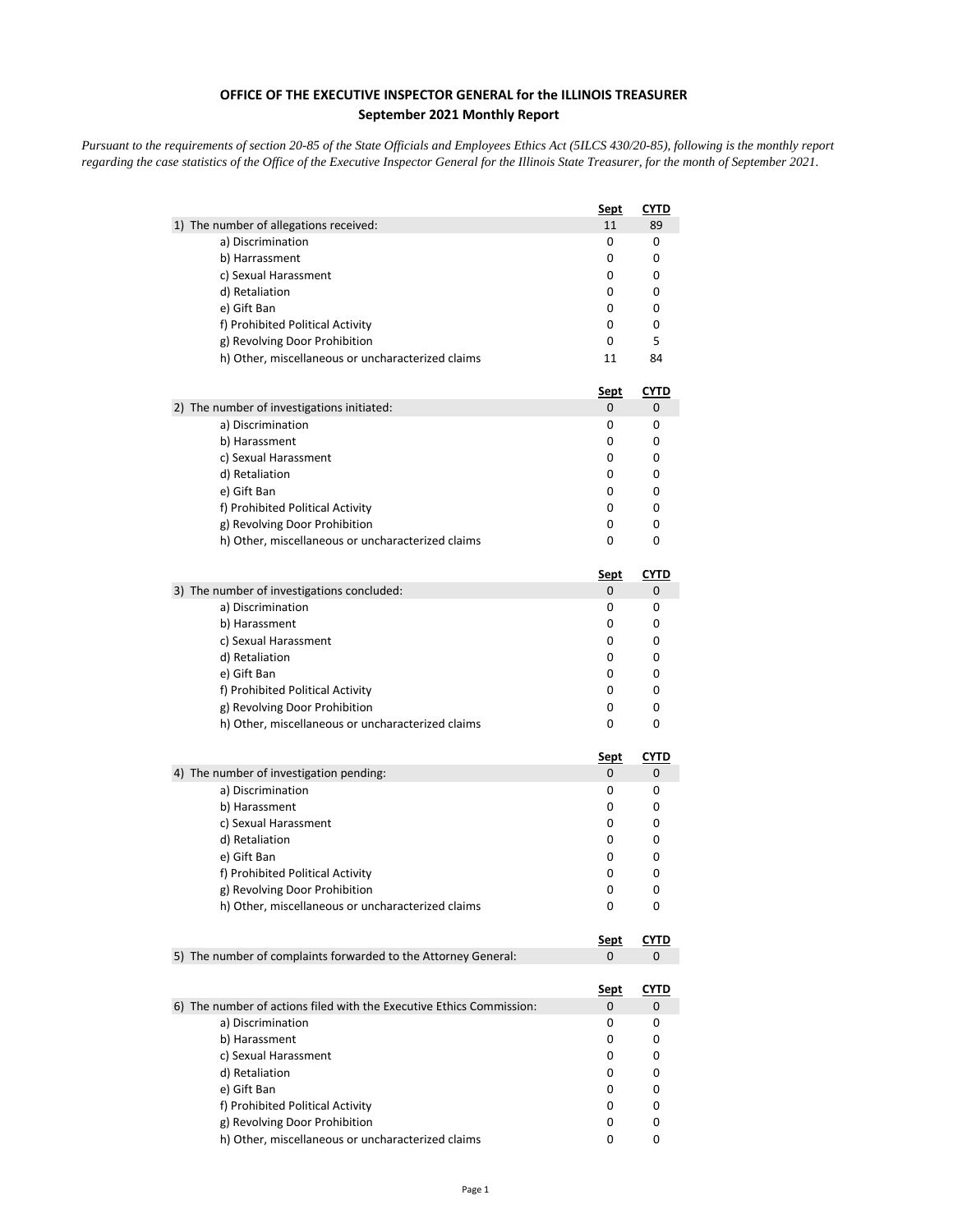**OFFICE OF THE EXECUTIVE INSPECTOR GENERAL for the ILLINOIS TREASURER**
**September 2021 Monthly Report**

*Pursuant to the requirements of section 20-85 of the State Officials and Employees Ethics Act (5ILCS 430/20-85), following is the monthly report regarding the case statistics of the Office of the Executive Inspector General for the Illinois State Treasurer, for the month of September 2021.*

| | Sept | CYTD |
|---|---|---|
| 1) The number of allegations received: | 11 | 89 |
| a) Discrimination | 0 | 0 |
| b) Harrassment | 0 | 0 |
| c) Sexual Harassment | 0 | 0 |
| d) Retaliation | 0 | 0 |
| e) Gift Ban | 0 | 0 |
| f) Prohibited Political Activity | 0 | 0 |
| g) Revolving Door Prohibition | 0 | 5 |
| h) Other, miscellaneous or uncharacterized claims | 11 | 84 |

| | Sept | CYTD |
|---|---|---|
| 2) The number of investigations initiated: | 0 | 0 |
| a) Discrimination | 0 | 0 |
| b) Harassment | 0 | 0 |
| c) Sexual Harassment | 0 | 0 |
| d) Retaliation | 0 | 0 |
| e) Gift Ban | 0 | 0 |
| f) Prohibited Political Activity | 0 | 0 |
| g) Revolving Door Prohibition | 0 | 0 |
| h) Other, miscellaneous or uncharacterized claims | 0 | 0 |

| | Sept | CYTD |
|---|---|---|
| 3) The number of investigations concluded: | 0 | 0 |
| a) Discrimination | 0 | 0 |
| b) Harassment | 0 | 0 |
| c) Sexual Harassment | 0 | 0 |
| d) Retaliation | 0 | 0 |
| e) Gift Ban | 0 | 0 |
| f) Prohibited Political Activity | 0 | 0 |
| g) Revolving Door Prohibition | 0 | 0 |
| h) Other, miscellaneous or uncharacterized claims | 0 | 0 |

| | Sept | CYTD |
|---|---|---|
| 4) The number of investigation pending: | 0 | 0 |
| a) Discrimination | 0 | 0 |
| b) Harassment | 0 | 0 |
| c) Sexual Harassment | 0 | 0 |
| d) Retaliation | 0 | 0 |
| e) Gift Ban | 0 | 0 |
| f) Prohibited Political Activity | 0 | 0 |
| g) Revolving Door Prohibition | 0 | 0 |
| h) Other, miscellaneous or uncharacterized claims | 0 | 0 |

| | Sept | CYTD |
|---|---|---|
| 5) The number of complaints forwarded to the Attorney General: | 0 | 0 |

| | Sept | CYTD |
|---|---|---|
| 6) The number of actions filed with the Executive Ethics Commission: | 0 | 0 |
| a) Discrimination | 0 | 0 |
| b) Harassment | 0 | 0 |
| c) Sexual Harassment | 0 | 0 |
| d) Retaliation | 0 | 0 |
| e) Gift Ban | 0 | 0 |
| f) Prohibited Political Activity | 0 | 0 |
| g) Revolving Door Prohibition | 0 | 0 |
| h) Other, miscellaneous or uncharacterized claims | 0 | 0 |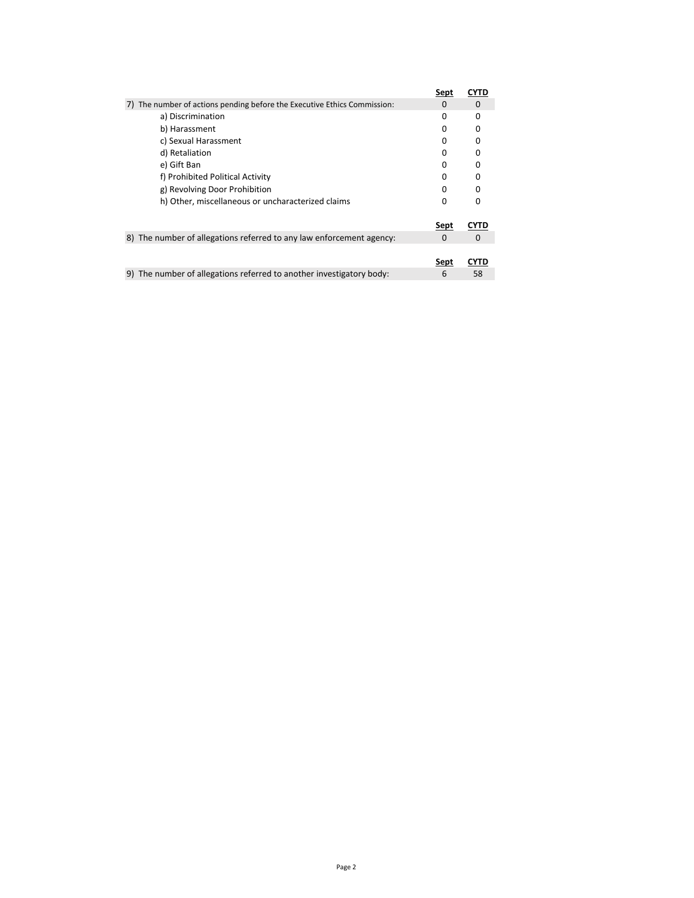| | Sept | CYTD |
|---|---|---|
| 7) The number of actions pending before the Executive Ethics Commission: | 0 | 0 |
| a) Discrimination | 0 | 0 |
| b) Harassment | 0 | 0 |
| c) Sexual Harassment | 0 | 0 |
| d) Retaliation | 0 | 0 |
| e) Gift Ban | 0 | 0 |
| f) Prohibited Political Activity | 0 | 0 |
| g) Revolving Door Prohibition | 0 | 0 |
| h) Other, miscellaneous or uncharacterized claims | 0 | 0 |

| | Sept | CYTD |
|---|---|---|
| 8) The number of allegations referred to any law enforcement agency: | 0 | 0 |

| | Sept | CYTD |
|---|---|---|
| 9) The number of allegations referred to another investigatory body: | 6 | 58 |